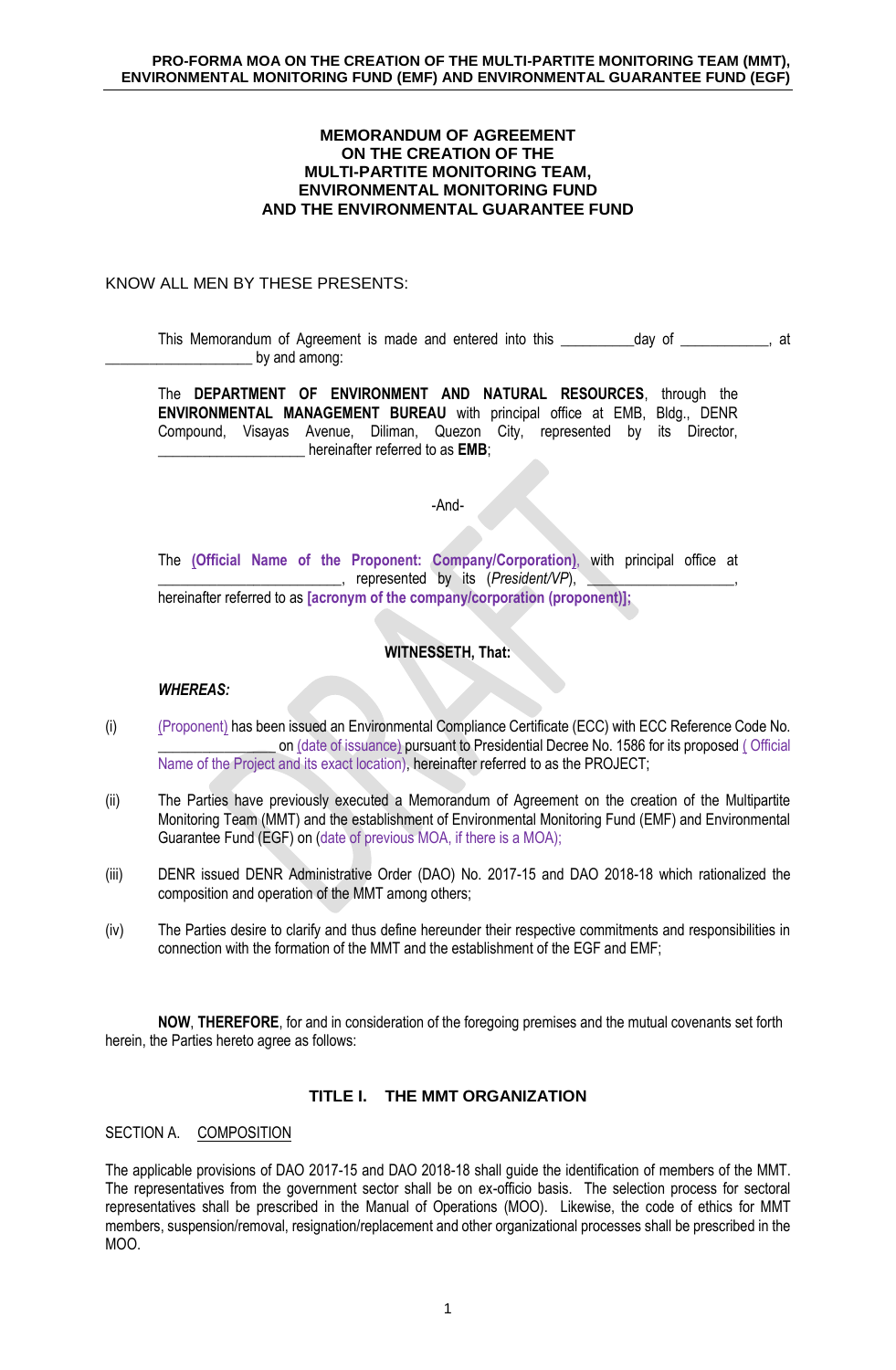# MEMORANDUM OF AGREEMENT ON THE CREATION OF THE MULTI-PARTITE MONITORING TEAM, ENVIRONMENTAL MONITORING FUND AND THE ENVIRONMENTAL GUARANTEE FUND

KNOW ALL MEN BY THESE PRESENTS:

This Memorandum of Agreement is made and entered into this __________day of ____________, at ____________________ by and among:

The **DEPARTMENT OF ENVIRONMENT AND NATURAL RESOURCES**, through the **ENVIRONMENTAL MANAGEMENT BUREAU** with principal office at EMB, Bldg., DENR Compound, Visayas Avenue, Diliman, Quezon City, represented by its Director, ____________________ hereinafter referred to as **EMB**;

-And-

The **(Official Name of the Proponent: Company/Corporation)**, with principal office at ________________________, represented by its (*President/VP*), ___________________, hereinafter referred to as **[acronym of the company/corporation (proponent)];**

**WITNESSETH, That:**

***WHEREAS:***

(i) (Proponent) has been issued an Environmental Compliance Certificate (ECC) with ECC Reference Code No. ________________ on (date of issuance) pursuant to Presidential Decree No. 1586 for its proposed ( Official Name of the Project and its exact location), hereinafter referred to as the PROJECT;

(ii) The Parties have previously executed a Memorandum of Agreement on the creation of the Multipartite Monitoring Team (MMT) and the establishment of Environmental Monitoring Fund (EMF) and Environmental Guarantee Fund (EGF) on (date of previous MOA, if there is a MOA);

(iii) DENR issued DENR Administrative Order (DAO) No. 2017-15 and DAO 2018-18 which rationalized the composition and operation of the MMT among others;

(iv) The Parties desire to clarify and thus define hereunder their respective commitments and responsibilities in connection with the formation of the MMT and the establishment of the EGF and EMF;

**NOW**, **THEREFORE**, for and in consideration of the foregoing premises and the mutual covenants set forth herein, the Parties hereto agree as follows:

## TITLE I. THE MMT ORGANIZATION

### SECTION A. COMPOSITION

The applicable provisions of DAO 2017-15 and DAO 2018-18 shall guide the identification of members of the MMT. The representatives from the government sector shall be on ex-officio basis. The selection process for sectoral representatives shall be prescribed in the Manual of Operations (MOO). Likewise, the code of ethics for MMT members, suspension/removal, resignation/replacement and other organizational processes shall be prescribed in the MOO.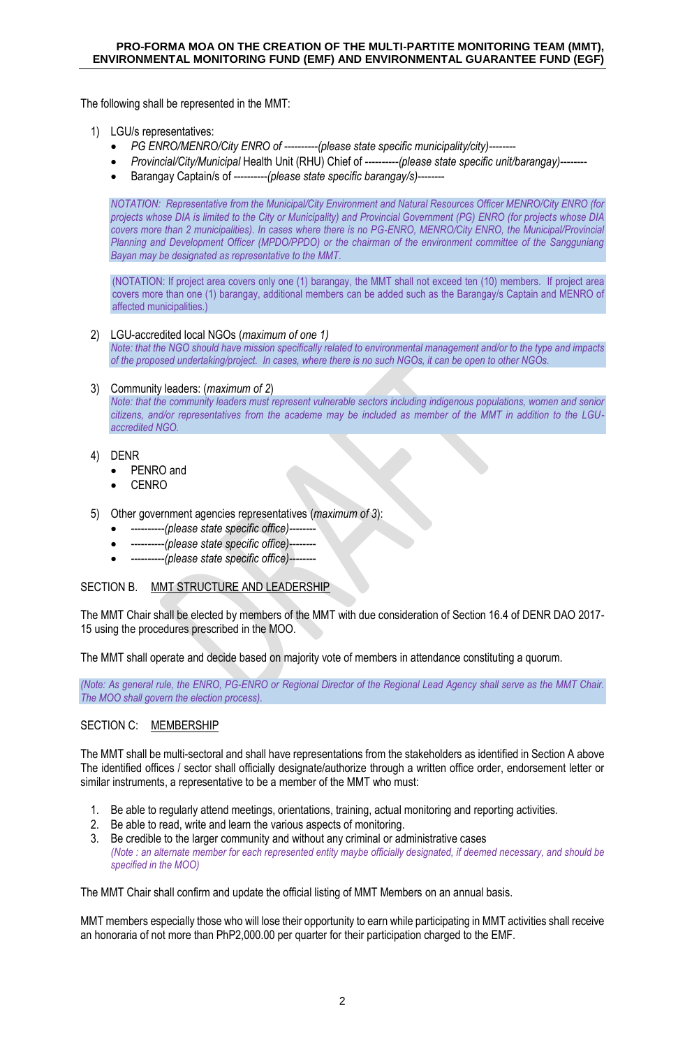The following shall be represented in the MMT:

1) LGU/s representatives:
   - *PG ENRO/MENRO/City ENRO of ----------(please state specific municipality/city)--------*
   - *Provincial/City/Municipal* Health Unit (RHU) Chief of ----------*(please state specific unit/barangay)*--------
   - Barangay Captain/s of ----------*(please state specific barangay/s)*--------

   *NOTATION: Representative from the Municipal/City Environment and Natural Resources Officer MENRO/City ENRO (for projects whose DIA is limited to the City or Municipality) and Provincial Government (PG) ENRO (for projects whose DIA covers more than 2 municipalities). In cases where there is no PG-ENRO, MENRO/City ENRO, the Municipal/Provincial Planning and Development Officer (MPDO/PPDO) or the chairman of the environment committee of the Sangguniang Bayan may be designated as representative to the MMT.*

   (NOTATION: If project area covers only one (1) barangay, the MMT shall not exceed ten (10) members. If project area covers more than one (1) barangay, additional members can be added such as the Barangay/s Captain and MENRO of affected municipalities.)

2) LGU-accredited local NGOs (*maximum of one 1)*
   *Note: that the NGO should have mission specifically related to environmental management and/or to the type and impacts of the proposed undertaking/project. In cases, where there is no such NGOs, it can be open to other NGOs.*

3) Community leaders: (*maximum of 2*)
   *Note: that the community leaders must represent vulnerable sectors including indigenous populations, women and senior citizens, and/or representatives from the academe may be included as member of the MMT in addition to the LGU-accredited NGO.*

4) DENR
   - PENRO and
   - CENRO

5) Other government agencies representatives (*maximum of 3*):
   - ----------*(please state specific office)*--------
   - ----------*(please state specific office)*--------
   - ----------*(please state specific office)*--------

SECTION B. MMT STRUCTURE AND LEADERSHIP

The MMT Chair shall be elected by members of the MMT with due consideration of Section 16.4 of DENR DAO 2017-15 using the procedures prescribed in the MOO.

The MMT shall operate and decide based on majority vote of members in attendance constituting a quorum.

*(Note: As general rule, the ENRO, PG-ENRO or Regional Director of the Regional Lead Agency shall serve as the MMT Chair. The MOO shall govern the election process).*

SECTION C: MEMBERSHIP

The MMT shall be multi-sectoral and shall have representations from the stakeholders as identified in Section A above The identified offices / sector shall officially designate/authorize through a written office order, endorsement letter or similar instruments, a representative to be a member of the MMT who must:

1. Be able to regularly attend meetings, orientations, training, actual monitoring and reporting activities.
2. Be able to read, write and learn the various aspects of monitoring.
3. Be credible to the larger community and without any criminal or administrative cases
   *(Note : an alternate member for each represented entity maybe officially designated, if deemed necessary, and should be specified in the MOO)*

The MMT Chair shall confirm and update the official listing of MMT Members on an annual basis.

MMT members especially those who will lose their opportunity to earn while participating in MMT activities shall receive an honoraria of not more than PhP2,000.00 per quarter for their participation charged to the EMF.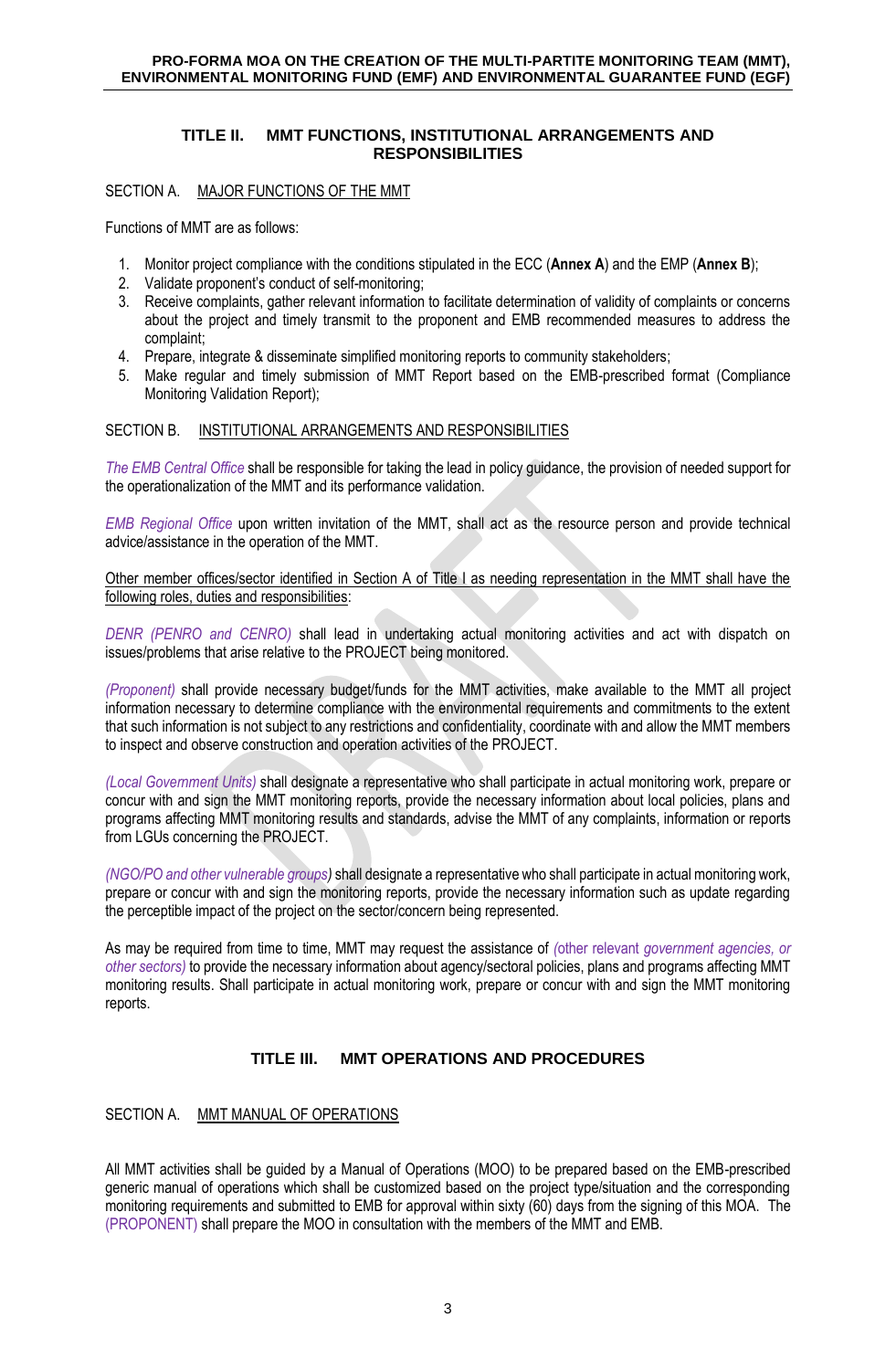## TITLE II. MMT FUNCTIONS, INSTITUTIONAL ARRANGEMENTS AND RESPONSIBILITIES

SECTION A. MAJOR FUNCTIONS OF THE MMT

Functions of MMT are as follows:

1. Monitor project compliance with the conditions stipulated in the ECC (**Annex A**) and the EMP (**Annex B**);
2. Validate proponent's conduct of self-monitoring;
3. Receive complaints, gather relevant information to facilitate determination of validity of complaints or concerns about the project and timely transmit to the proponent and EMB recommended measures to address the complaint;
4. Prepare, integrate & disseminate simplified monitoring reports to community stakeholders;
5. Make regular and timely submission of MMT Report based on the EMB-prescribed format (Compliance Monitoring Validation Report);

SECTION B. INSTITUTIONAL ARRANGEMENTS AND RESPONSIBILITIES

*The EMB Central Office* shall be responsible for taking the lead in policy guidance, the provision of needed support for the operationalization of the MMT and its performance validation.

*EMB Regional Office* upon written invitation of the MMT, shall act as the resource person and provide technical advice/assistance in the operation of the MMT.

Other member offices/sector identified in Section A of Title I as needing representation in the MMT shall have the following roles, duties and responsibilities:

*DENR (PENRO and CENRO)* shall lead in undertaking actual monitoring activities and act with dispatch on issues/problems that arise relative to the PROJECT being monitored.

*(Proponent)* shall provide necessary budget/funds for the MMT activities, make available to the MMT all project information necessary to determine compliance with the environmental requirements and commitments to the extent that such information is not subject to any restrictions and confidentiality, coordinate with and allow the MMT members to inspect and observe construction and operation activities of the PROJECT.

*(Local Government Units)* shall designate a representative who shall participate in actual monitoring work, prepare or concur with and sign the MMT monitoring reports, provide the necessary information about local policies, plans and programs affecting MMT monitoring results and standards, advise the MMT of any complaints, information or reports from LGUs concerning the PROJECT.

*(NGO/PO and other vulnerable groups)* shall designate a representative who shall participate in actual monitoring work, prepare or concur with and sign the monitoring reports, provide the necessary information such as update regarding the perceptible impact of the project on the sector/concern being represented.

As may be required from time to time, MMT may request the assistance of *(other relevant government agencies, or other sectors)* to provide the necessary information about agency/sectoral policies, plans and programs affecting MMT monitoring results. Shall participate in actual monitoring work, prepare or concur with and sign the MMT monitoring reports.

## TITLE III. MMT OPERATIONS AND PROCEDURES

SECTION A. MMT MANUAL OF OPERATIONS

All MMT activities shall be guided by a Manual of Operations (MOO) to be prepared based on the EMB-prescribed generic manual of operations which shall be customized based on the project type/situation and the corresponding monitoring requirements and submitted to EMB for approval within sixty (60) days from the signing of this MOA. The (PROPONENT) shall prepare the MOO in consultation with the members of the MMT and EMB.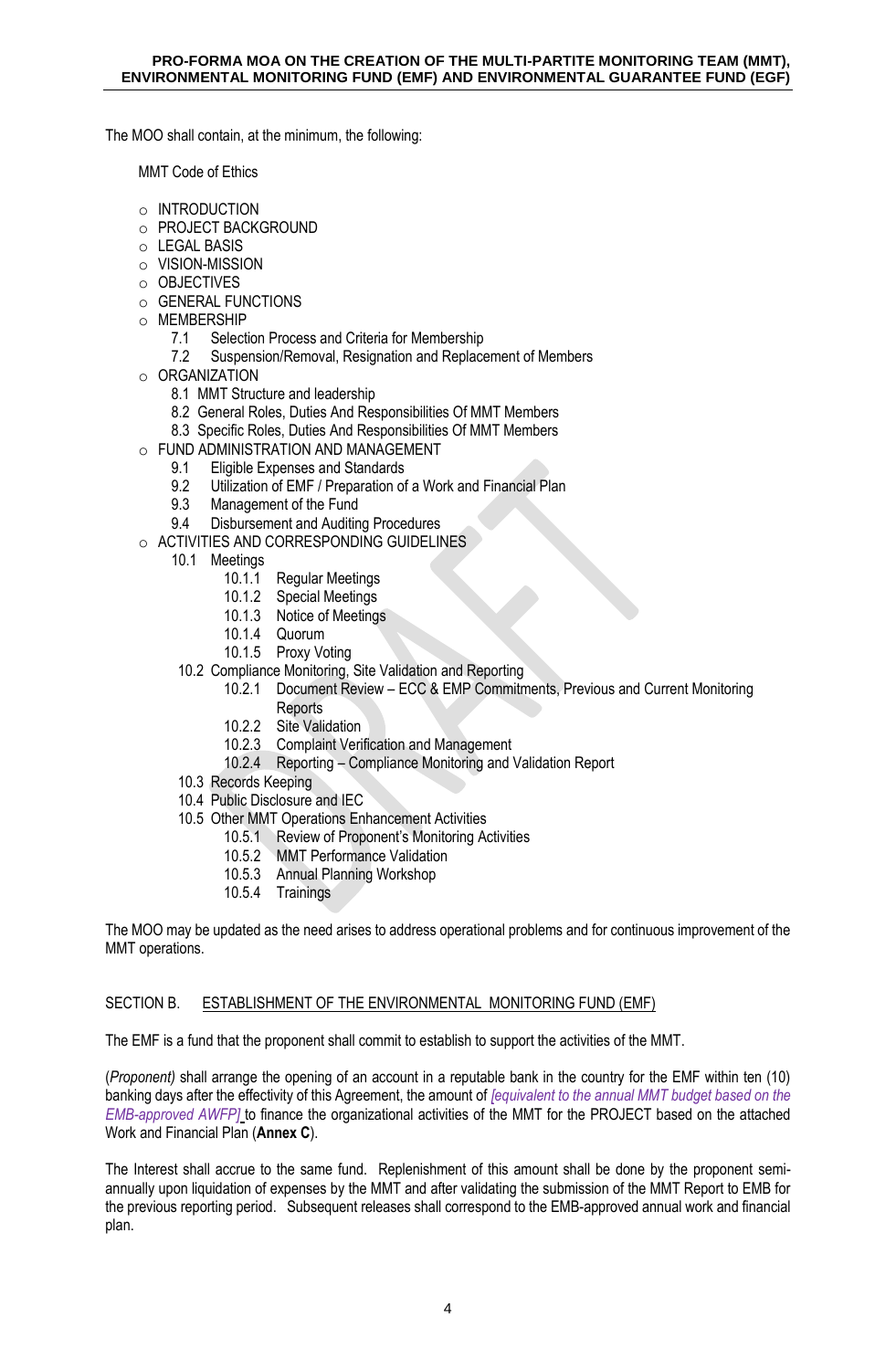The MOO shall contain, at the minimum, the following:

MMT Code of Ethics

- INTRODUCTION
- PROJECT BACKGROUND
- LEGAL BASIS
- VISION-MISSION
- OBJECTIVES
- GENERAL FUNCTIONS
- MEMBERSHIP
  - 7.1 Selection Process and Criteria for Membership
  - 7.2 Suspension/Removal, Resignation and Replacement of Members
- ORGANIZATION
  - 8.1 MMT Structure and leadership
  - 8.2 General Roles, Duties And Responsibilities Of MMT Members
  - 8.3 Specific Roles, Duties And Responsibilities Of MMT Members
- FUND ADMINISTRATION AND MANAGEMENT
  - 9.1 Eligible Expenses and Standards
  - 9.2 Utilization of EMF / Preparation of a Work and Financial Plan
  - 9.3 Management of the Fund
  - 9.4 Disbursement and Auditing Procedures
- ACTIVITIES AND CORRESPONDING GUIDELINES
  - 10.1 Meetings
    - 10.1.1 Regular Meetings
    - 10.1.2 Special Meetings
    - 10.1.3 Notice of Meetings
    - 10.1.4 Quorum
    - 10.1.5 Proxy Voting
  - 10.2 Compliance Monitoring, Site Validation and Reporting
    - 10.2.1 Document Review – ECC & EMP Commitments, Previous and Current Monitoring Reports
    - 10.2.2 Site Validation
    - 10.2.3 Complaint Verification and Management
    - 10.2.4 Reporting – Compliance Monitoring and Validation Report
  - 10.3 Records Keeping
  - 10.4 Public Disclosure and IEC
  - 10.5 Other MMT Operations Enhancement Activities
    - 10.5.1 Review of Proponent's Monitoring Activities
    - 10.5.2 MMT Performance Validation
    - 10.5.3 Annual Planning Workshop
    - 10.5.4 Trainings

The MOO may be updated as the need arises to address operational problems and for continuous improvement of the MMT operations.

## SECTION B. ESTABLISHMENT OF THE ENVIRONMENTAL MONITORING FUND (EMF)

The EMF is a fund that the proponent shall commit to establish to support the activities of the MMT.

(*Proponent)* shall arrange the opening of an account in a reputable bank in the country for the EMF within ten (10) banking days after the effectivity of this Agreement, the amount of *[equivalent to the annual MMT budget based on the EMB-approved AWFP]* to finance the organizational activities of the MMT for the PROJECT based on the attached Work and Financial Plan (**Annex C**).

The Interest shall accrue to the same fund. Replenishment of this amount shall be done by the proponent semi-annually upon liquidation of expenses by the MMT and after validating the submission of the MMT Report to EMB for the previous reporting period. Subsequent releases shall correspond to the EMB-approved annual work and financial plan.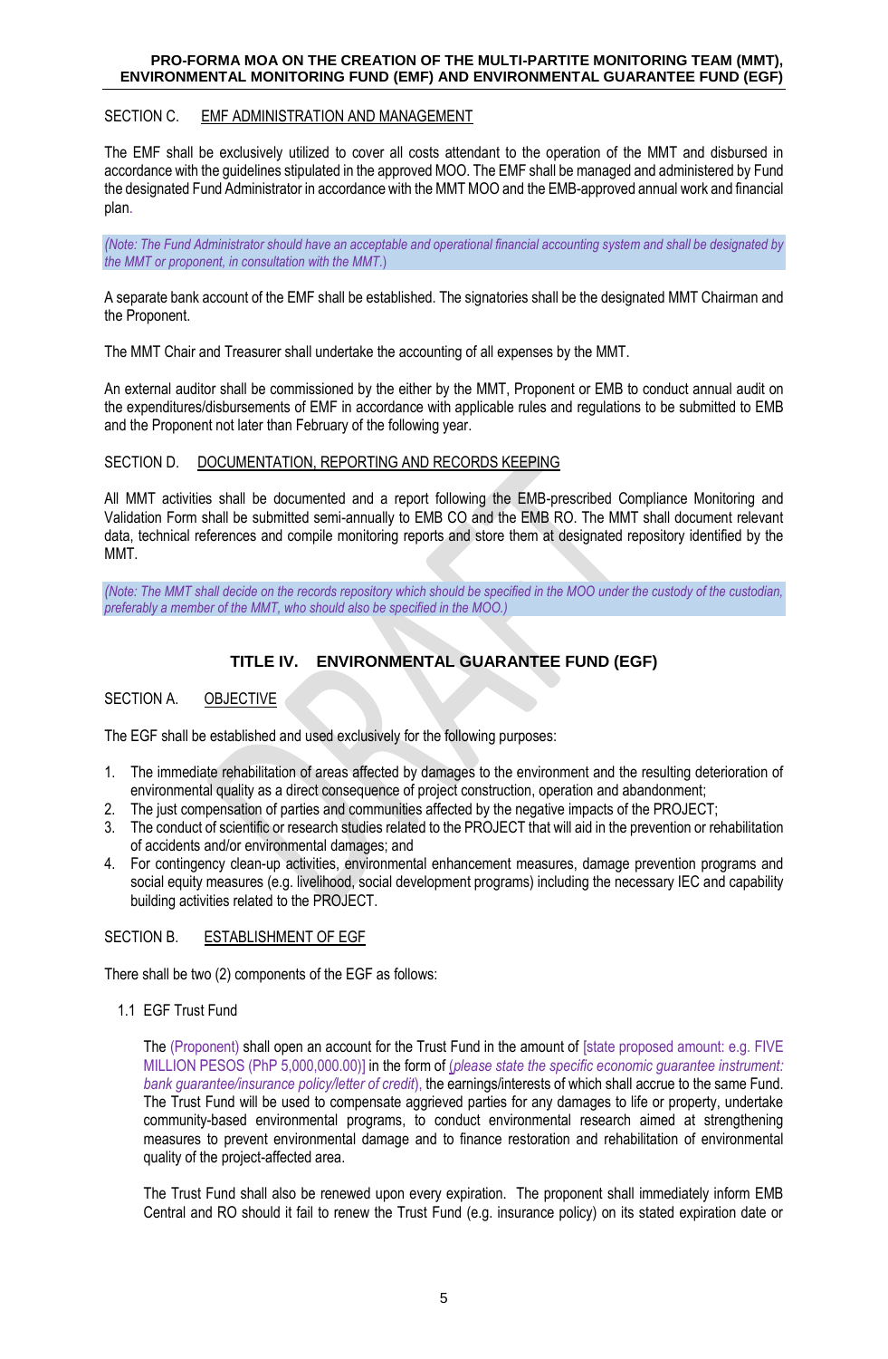SECTION C. EMF ADMINISTRATION AND MANAGEMENT

The EMF shall be exclusively utilized to cover all costs attendant to the operation of the MMT and disbursed in accordance with the guidelines stipulated in the approved MOO. The EMF shall be managed and administered by Fund the designated Fund Administrator in accordance with the MMT MOO and the EMB-approved annual work and financial plan.

*(Note: The Fund Administrator should have an acceptable and operational financial accounting system and shall be designated by the MMT or proponent, in consultation with the MMT.)*

A separate bank account of the EMF shall be established. The signatories shall be the designated MMT Chairman and the Proponent.

The MMT Chair and Treasurer shall undertake the accounting of all expenses by the MMT.

An external auditor shall be commissioned by the either by the MMT, Proponent or EMB to conduct annual audit on the expenditures/disbursements of EMF in accordance with applicable rules and regulations to be submitted to EMB and the Proponent not later than February of the following year.

SECTION D. DOCUMENTATION, REPORTING AND RECORDS KEEPING

All MMT activities shall be documented and a report following the EMB-prescribed Compliance Monitoring and Validation Form shall be submitted semi-annually to EMB CO and the EMB RO. The MMT shall document relevant data, technical references and compile monitoring reports and store them at designated repository identified by the MMT.

*(Note: The MMT shall decide on the records repository which should be specified in the MOO under the custody of the custodian, preferably a member of the MMT, who should also be specified in the MOO.)*

## TITLE IV. ENVIRONMENTAL GUARANTEE FUND (EGF)

SECTION A. OBJECTIVE

The EGF shall be established and used exclusively for the following purposes:

1. The immediate rehabilitation of areas affected by damages to the environment and the resulting deterioration of environmental quality as a direct consequence of project construction, operation and abandonment;
2. The just compensation of parties and communities affected by the negative impacts of the PROJECT;
3. The conduct of scientific or research studies related to the PROJECT that will aid in the prevention or rehabilitation of accidents and/or environmental damages; and
4. For contingency clean-up activities, environmental enhancement measures, damage prevention programs and social equity measures (e.g. livelihood, social development programs) including the necessary IEC and capability building activities related to the PROJECT.

SECTION B. ESTABLISHMENT OF EGF

There shall be two (2) components of the EGF as follows:

1.1 EGF Trust Fund

The (Proponent) shall open an account for the Trust Fund in the amount of [state proposed amount: e.g. FIVE MILLION PESOS (PhP 5,000,000.00)] in the form of [*please state the specific economic guarantee instrument: bank guarantee/insurance policy/letter of credit*), the earnings/interests of which shall accrue to the same Fund. The Trust Fund will be used to compensate aggrieved parties for any damages to life or property, undertake community-based environmental programs, to conduct environmental research aimed at strengthening measures to prevent environmental damage and to finance restoration and rehabilitation of environmental quality of the project-affected area.

The Trust Fund shall also be renewed upon every expiration. The proponent shall immediately inform EMB Central and RO should it fail to renew the Trust Fund (e.g. insurance policy) on its stated expiration date or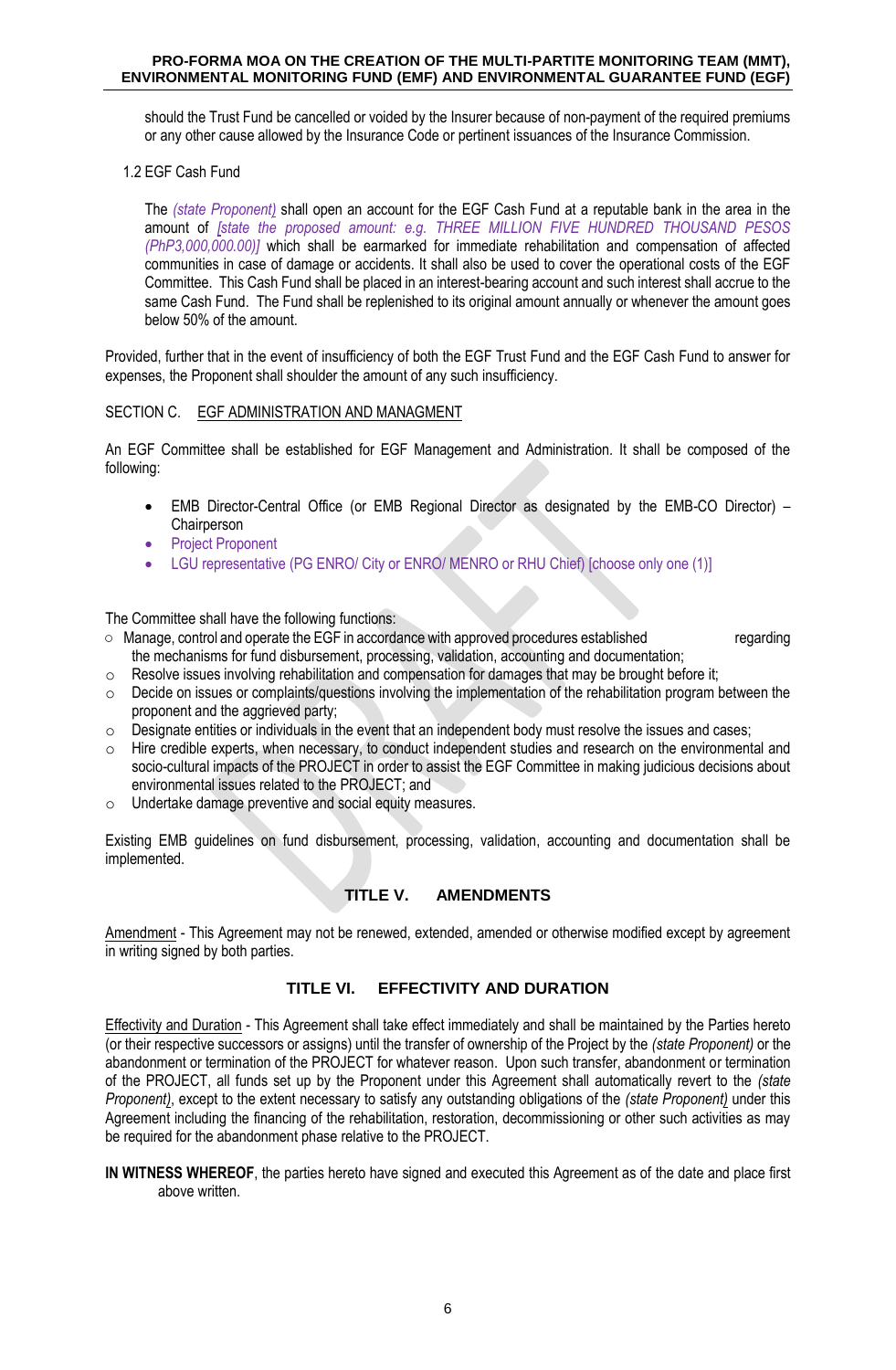should the Trust Fund be cancelled or voided by the Insurer because of non-payment of the required premiums or any other cause allowed by the Insurance Code or pertinent issuances of the Insurance Commission.

1.2 EGF Cash Fund

The *(state Proponent)* shall open an account for the EGF Cash Fund at a reputable bank in the area in the amount of *[state the proposed amount: e.g. THREE MILLION FIVE HUNDRED THOUSAND PESOS (PhP3,000,000.00)]* which shall be earmarked for immediate rehabilitation and compensation of affected communities in case of damage or accidents. It shall also be used to cover the operational costs of the EGF Committee. This Cash Fund shall be placed in an interest-bearing account and such interest shall accrue to the same Cash Fund. The Fund shall be replenished to its original amount annually or whenever the amount goes below 50% of the amount.

Provided, further that in the event of insufficiency of both the EGF Trust Fund and the EGF Cash Fund to answer for expenses, the Proponent shall shoulder the amount of any such insufficiency.

SECTION C. EGF ADMINISTRATION AND MANAGMENT

An EGF Committee shall be established for EGF Management and Administration. It shall be composed of the following:

- EMB Director-Central Office (or EMB Regional Director as designated by the EMB-CO Director) – Chairperson
- Project Proponent
- LGU representative (PG ENRO/ City or ENRO/ MENRO or RHU Chief) [choose only one (1)]

The Committee shall have the following functions:

- Manage, control and operate the EGF in accordance with approved procedures established regarding the mechanisms for fund disbursement, processing, validation, accounting and documentation;
- Resolve issues involving rehabilitation and compensation for damages that may be brought before it;
- Decide on issues or complaints/questions involving the implementation of the rehabilitation program between the proponent and the aggrieved party;
- Designate entities or individuals in the event that an independent body must resolve the issues and cases;
- Hire credible experts, when necessary, to conduct independent studies and research on the environmental and socio-cultural impacts of the PROJECT in order to assist the EGF Committee in making judicious decisions about environmental issues related to the PROJECT; and
- Undertake damage preventive and social equity measures.

Existing EMB guidelines on fund disbursement, processing, validation, accounting and documentation shall be implemented.

## TITLE V. AMENDMENTS

Amendment - This Agreement may not be renewed, extended, amended or otherwise modified except by agreement in writing signed by both parties.

## TITLE VI. EFFECTIVITY AND DURATION

Effectivity and Duration - This Agreement shall take effect immediately and shall be maintained by the Parties hereto (or their respective successors or assigns) until the transfer of ownership of the Project by the *(state Proponent)* or the abandonment or termination of the PROJECT for whatever reason. Upon such transfer, abandonment or termination of the PROJECT, all funds set up by the Proponent under this Agreement shall automatically revert to the *(state Proponent)*, except to the extent necessary to satisfy any outstanding obligations of the *(state Proponent)* under this Agreement including the financing of the rehabilitation, restoration, decommissioning or other such activities as may be required for the abandonment phase relative to the PROJECT.

**IN WITNESS WHEREOF**, the parties hereto have signed and executed this Agreement as of the date and place first above written.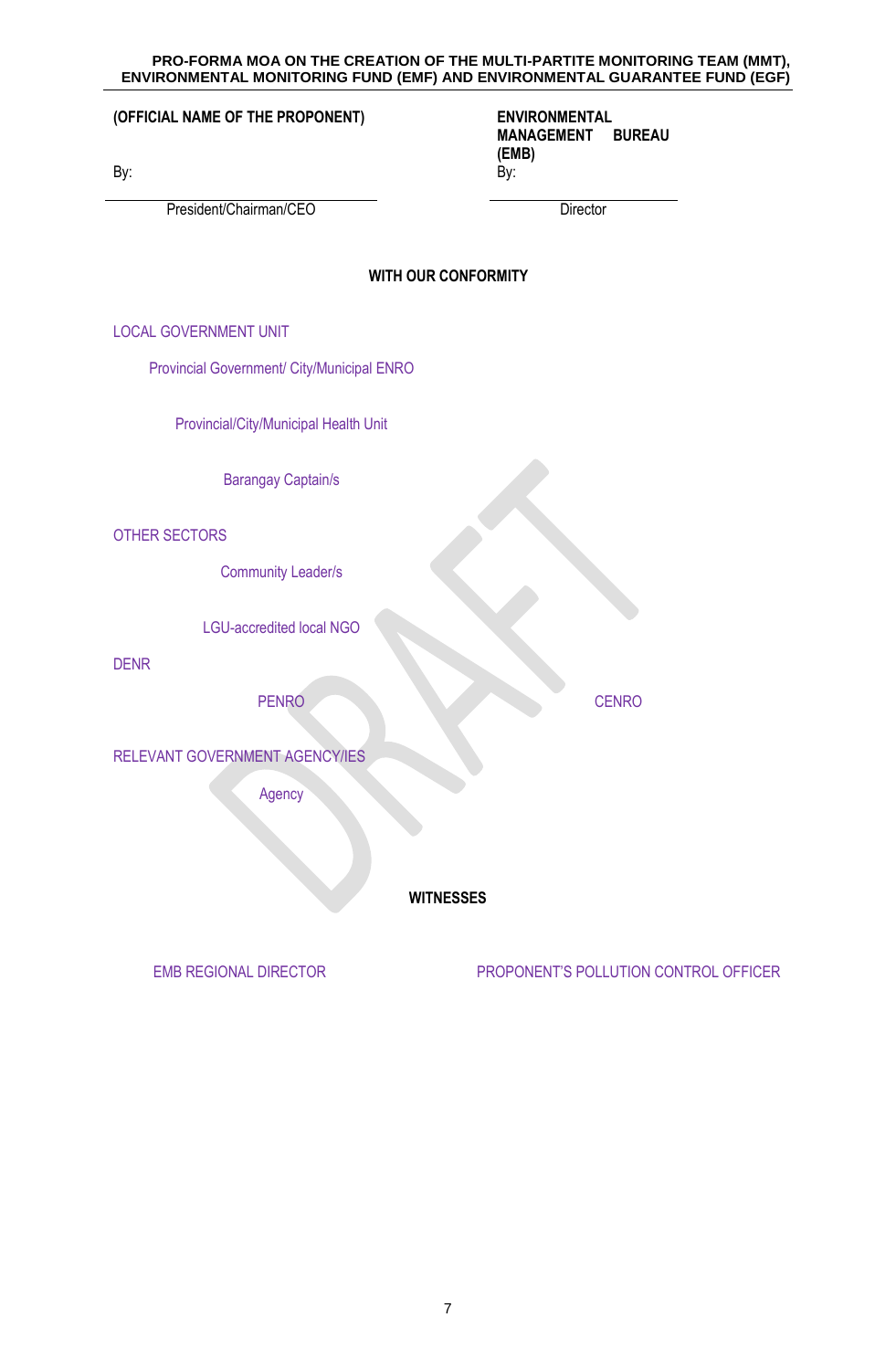| **(OFFICIAL NAME OF THE PROPONENT)** | **ENVIRONMENTAL MANAGEMENT BUREAU (EMB)** |
| --- | --- |
| By: | By: |
| \_\_\_\_\_\_\_\_\_\_\_\_\_\_\_\_\_\_\_\_\_\_\_\_\_\_\_\_\_\_\_\_ | \_\_\_\_\_\_\_\_\_\_\_\_\_\_\_\_\_\_\_\_\_\_\_\_ |
| President/Chairman/CEO | Director |

**WITH OUR CONFORMITY**

LOCAL GOVERNMENT UNIT

Provincial Government/ City/Municipal ENRO

Provincial/City/Municipal Health Unit

Barangay Captain/s

OTHER SECTORS

Community Leader/s

LGU-accredited local NGO

DENR

PENRO CENRO

RELEVANT GOVERNMENT AGENCY/IES

Agency

**WITNESSES**

EMB REGIONAL DIRECTOR PROPONENT'S POLLUTION CONTROL OFFICER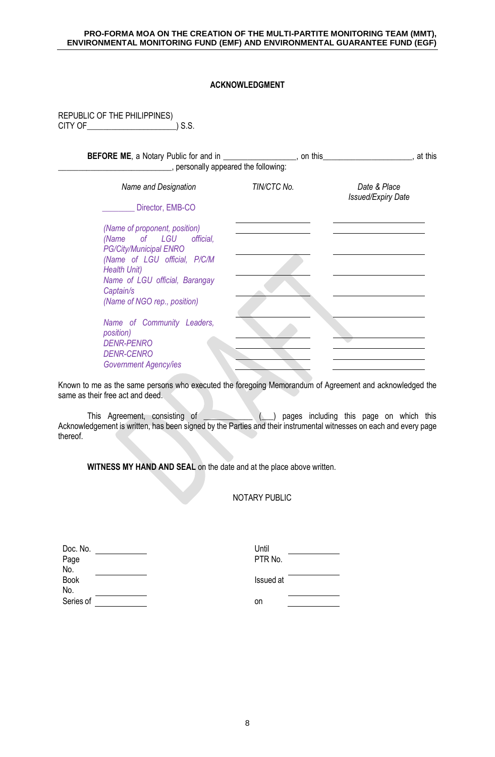## ACKNOWLEDGMENT

REPUBLIC OF THE PHILIPPINES)
CITY OF_____________________) S.S.

**BEFORE ME**, a Notary Public for and in ________________, on this_____________________, at this ____________________________, personally appeared the following:

| *Name and Designation* | *TIN/CTC No.* | *Date & Place Issued/Expiry Date* |
|---|---|---|
| ________ Director, EMB-CO | | |
| *(Name of proponent, position)* | ____________ | ____________ |
| *(Name of LGU official, PG/City/Municipal ENRO* | ____________ | ____________ |
| *(Name of LGU official, P/C/M Health Unit)* | ____________ | ____________ |
| *Name of LGU official, Barangay Captain/s* | ____________ | ____________ |
| *(Name of NGO rep., position)* | ____________ | ____________ |
| *Name of Community Leaders, position)* | ____________ | ____________ |
| *DENR-PENRO* | ____________ | ____________ |
| *DENR-CENRO* | ____________ | ____________ |
| *Government Agency/ies* | ____________ | ____________ |

Known to me as the same persons who executed the foregoing Memorandum of Agreement and acknowledged the same as their free act and deed.

This Agreement, consisting of ___________ (___) pages including this page on which this Acknowledgement is written, has been signed by the Parties and their instrumental witnesses on each and every page thereof.

**WITNESS MY HAND AND SEAL** on the date and at the place above written.

NOTARY PUBLIC

| | | | |
|---|---|---|---|
| Doc. No. | ____________ | Until | ____________ |
| Page No. | ____________ | PTR No. | ____________ |
| Book No. | ____________ | Issued at | ____________ |
| Series of | ____________ | on | ____________ |